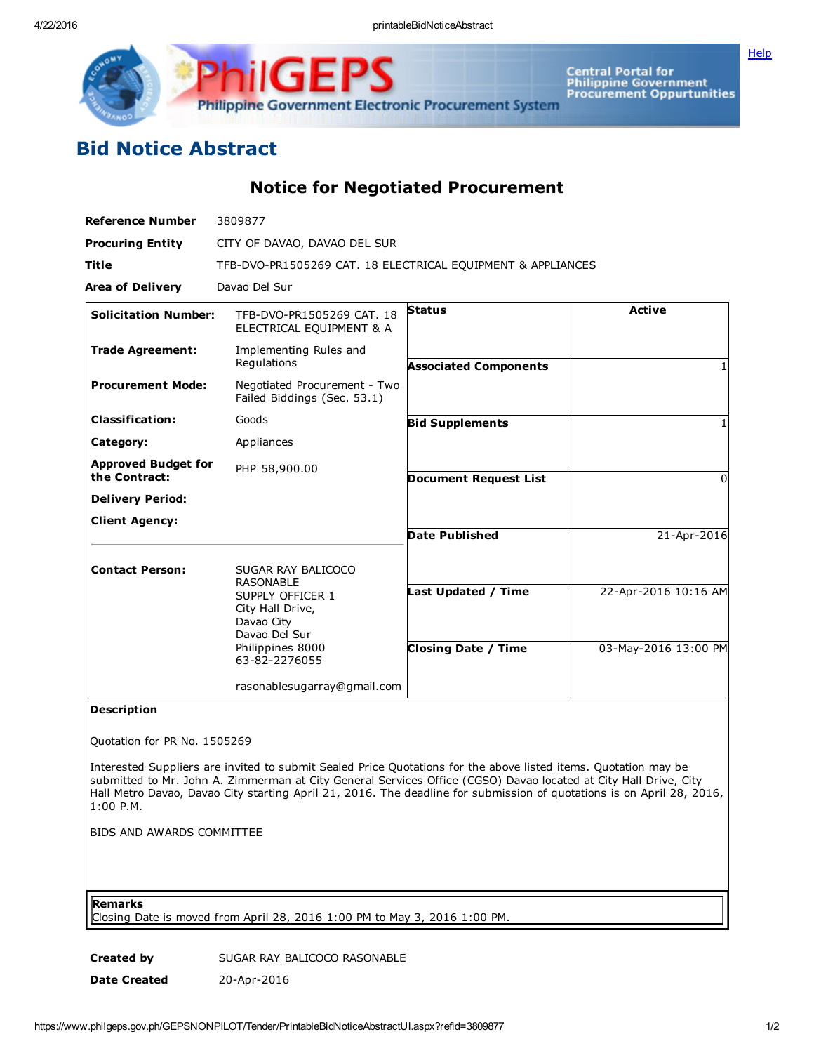# Bid Notice Abstract

## Notice for Negotiated Procurement

| | |
|---|---|
| **Reference Number** | 3809877 |
| **Procuring Entity** | CITY OF DAVAO, DAVAO DEL SUR |
| **Title** | TFB-DVO-PR1505269 CAT. 18 ELECTRICAL EQUIPMENT & APPLIANCES |
| **Area of Delivery** | Davao Del Sur |

| | | | |
|---|---|---|---|
| **Solicitation Number:** | TFB-DVO-PR1505269 CAT. 18 ELECTRICAL EQUIPMENT & A | **Status** | **Active** |
| **Trade Agreement:** | Implementing Rules and Regulations | **Associated Components** | 1 |
| **Procurement Mode:** | Negotiated Procurement - Two Failed Biddings (Sec. 53.1) | **Bid Supplements** | 1 |
| **Classification:** | Goods | **Document Request List** | 0 |
| **Category:** | Appliances | | |
| **Approved Budget for the Contract:** | PHP 58,900.00 | | |
| **Delivery Period:** | | **Date Published** | 21-Apr-2016 |
| **Client Agency:** | | | |
| **Contact Person:** | SUGAR RAY BALICOCO RASONABLE<br>SUPPLY OFFICER 1<br>City Hall Drive,<br>Davao City<br>Davao Del Sur<br>Philippines 8000<br>63-82-2276055<br><br>rasonablesugarray@gmail.com | **Last Updated / Time** | 22-Apr-2016 10:16 AM |
| | | **Closing Date / Time** | 03-May-2016 13:00 PM |

**Description**

Quotation for PR No. 1505269

Interested Suppliers are invited to submit Sealed Price Quotations for the above listed items. Quotation may be submitted to Mr. John A. Zimmerman at City General Services Office (CGSO) Davao located at City Hall Drive, City Hall Metro Davao, Davao City starting April 21, 2016. The deadline for submission of quotations is on April 28, 2016, 1:00 P.M.

BIDS AND AWARDS COMMITTEE

**Remarks**

Closing Date is moved from April 28, 2016 1:00 PM to May 3, 2016 1:00 PM.

| | |
|---|---|
| **Created by** | SUGAR RAY BALICOCO RASONABLE |
| **Date Created** | 20-Apr-2016 |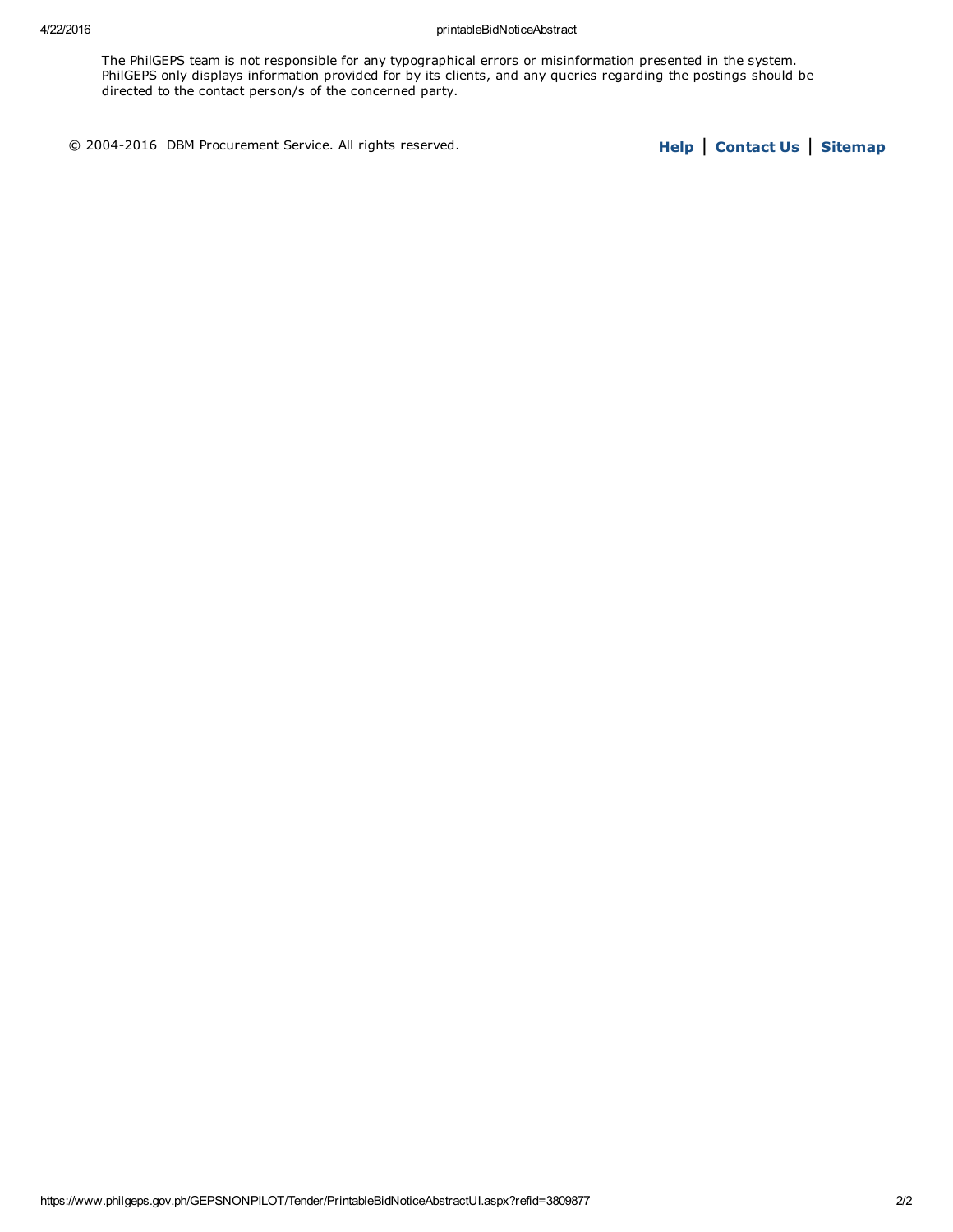The PhilGEPS team is not responsible for any typographical errors or misinformation presented in the system. PhilGEPS only displays information provided for by its clients, and any queries regarding the postings should be directed to the contact person/s of the concerned party.

© 2004-2016 DBM Procurement Service. All rights reserved.

**Help** | **Contact Us** | **Sitemap**